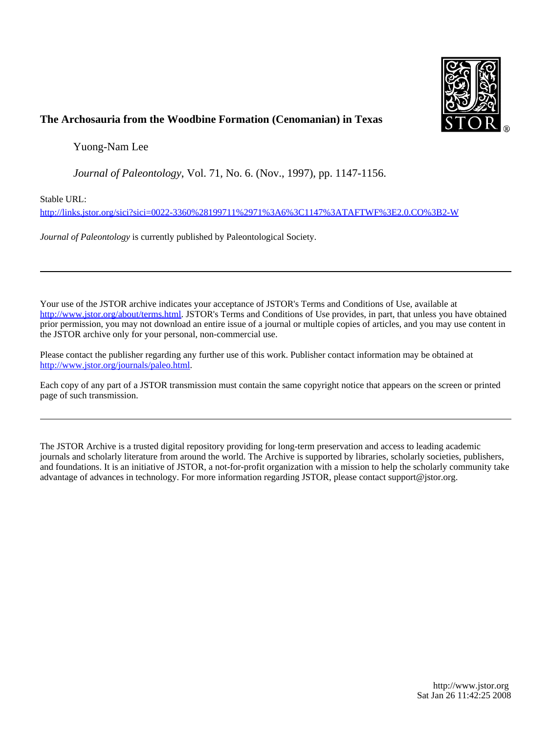**The Archosauria from the Woodbine Formation (Cenomanian) in Texas**

Yuong-Nam Lee

*Journal of Paleontology*, Vol. 71, No. 6. (Nov., 1997), pp. 1147-1156.

Stable URL:

http://links.jstor.org/sici?sici=0022-3360%28199711%2971%3A6%3C1147%3ATAFTWF%3E2.0.CO%3B2-W

*Journal of Paleontology* is currently published by Paleontological Society.

---

Your use of the JSTOR archive indicates your acceptance of JSTOR's Terms and Conditions of Use, available at http://www.jstor.org/about/terms.html. JSTOR's Terms and Conditions of Use provides, in part, that unless you have obtained prior permission, you may not download an entire issue of a journal or multiple copies of articles, and you may use content in the JSTOR archive only for your personal, non-commercial use.

Please contact the publisher regarding any further use of this work. Publisher contact information may be obtained at http://www.jstor.org/journals/paleo.html.

Each copy of any part of a JSTOR transmission must contain the same copyright notice that appears on the screen or printed page of such transmission.

---

The JSTOR Archive is a trusted digital repository providing for long-term preservation and access to leading academic journals and scholarly literature from around the world. The Archive is supported by libraries, scholarly societies, publishers, and foundations. It is an initiative of JSTOR, a not-for-profit organization with a mission to help the scholarly community take advantage of advances in technology. For more information regarding JSTOR, please contact support@jstor.org.

http://www.jstor.org
Sat Jan 26 11:42:25 2008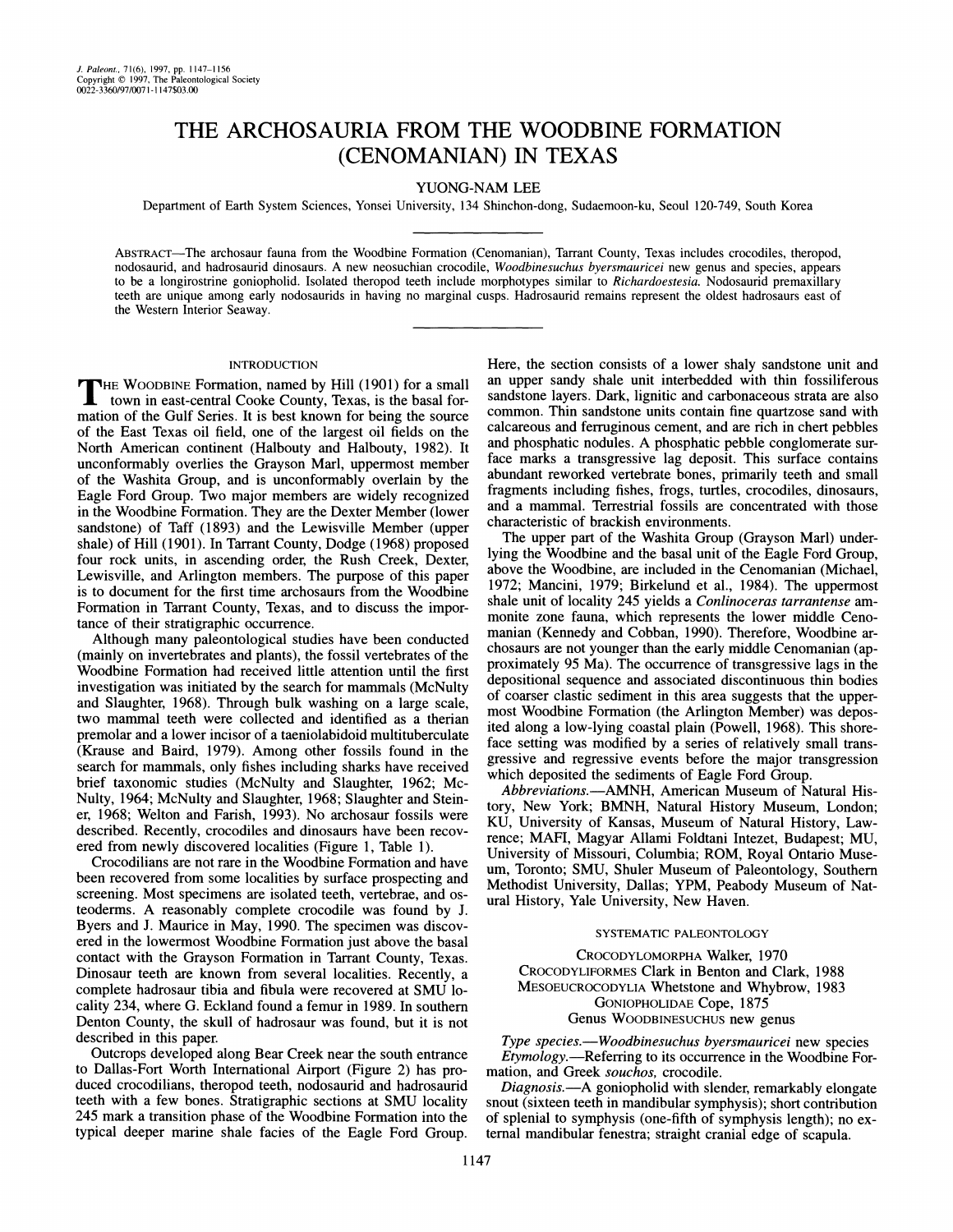# THE ARCHOSAURIA FROM THE WOODBINE FORMATION (CENOMANIAN) IN TEXAS

YUONG-NAM LEE

Department of Earth System Sciences, Yonsei University, 134 Shinchon-dong, Sudaemoon-ku, Seoul 120-749, South Korea

ABSTRACT—The archosaur fauna from the Woodbine Formation (Cenomanian), Tarrant County, Texas includes crocodiles, theropod, nodosaurid, and hadrosaurid dinosaurs. A new neosuchian crocodile, *Woodbinesuchus byersmauricei* new genus and species, appears to be a longirostrine goniopholid. Isolated theropod teeth include morphotypes similar to *Richardoestesia.* Nodosaurid premaxillary teeth are unique among early nodosaurids in having no marginal cusps. Hadrosaurid remains represent the oldest hadrosaurs east of the Western Interior Seaway.

## INTRODUCTION

THE WOODBINE Formation, named by Hill (1901) for a small town in east-central Cooke County, Texas, is the basal formation of the Gulf Series. It is best known for being the source of the East Texas oil field, one of the largest oil fields on the North American continent (Halbouty and Halbouty, 1982). It unconformably overlies the Grayson Marl, uppermost member of the Washita Group, and is unconformably overlain by the Eagle Ford Group. Two major members are widely recognized in the Woodbine Formation. They are the Dexter Member (lower sandstone) of Taff (1893) and the Lewisville Member (upper shale) of Hill (1901). In Tarrant County, Dodge (1968) proposed four rock units, in ascending order, the Rush Creek, Dexter, Lewisville, and Arlington members. The purpose of this paper is to document for the first time archosaurs from the Woodbine Formation in Tarrant County, Texas, and to discuss the importance of their stratigraphic occurrence.

Although many paleontological studies have been conducted (mainly on invertebrates and plants), the fossil vertebrates of the Woodbine Formation had received little attention until the first investigation was initiated by the search for mammals (McNulty and Slaughter, 1968). Through bulk washing on a large scale, two mammal teeth were collected and identified as a therian premolar and a lower incisor of a taeniolabidoid multituberculate (Krause and Baird, 1979). Among other fossils found in the search for mammals, only fishes including sharks have received brief taxonomic studies (McNulty and Slaughter, 1962; McNulty, 1964; McNulty and Slaughter, 1968; Slaughter and Steiner, 1968; Welton and Farish, 1993). No archosaur fossils were described. Recently, crocodiles and dinosaurs have been recovered from newly discovered localities (Figure 1, Table 1).

Crocodilians are not rare in the Woodbine Formation and have been recovered from some localities by surface prospecting and screening. Most specimens are isolated teeth, vertebrae, and osteoderms. A reasonably complete crocodile was found by J. Byers and J. Maurice in May, 1990. The specimen was discovered in the lowermost Woodbine Formation just above the basal contact with the Grayson Formation in Tarrant County, Texas. Dinosaur teeth are known from several localities. Recently, a complete hadrosaur tibia and fibula were recovered at SMU locality 234, where G. Eckland found a femur in 1989. In southern Denton County, the skull of hadrosaur was found, but it is not described in this paper.

Outcrops developed along Bear Creek near the south entrance to Dallas-Fort Worth International Airport (Figure 2) has produced crocodilians, theropod teeth, nodosaurid and hadrosaurid teeth with a few bones. Stratigraphic sections at SMU locality 245 mark a transition phase of the Woodbine Formation into the typical deeper marine shale facies of the Eagle Ford Group. Here, the section consists of a lower shaly sandstone unit and an upper sandy shale unit interbedded with thin fossiliferous sandstone layers. Dark, lignitic and carbonaceous strata are also common. Thin sandstone units contain fine quartzose sand with calcareous and ferruginous cement, and are rich in chert pebbles and phosphatic nodules. A phosphatic pebble conglomerate surface marks a transgressive lag deposit. This surface contains abundant reworked vertebrate bones, primarily teeth and small fragments including fishes, frogs, turtles, crocodiles, dinosaurs, and a mammal. Terrestrial fossils are concentrated with those characteristic of brackish environments.

The upper part of the Washita Group (Grayson Marl) underlying the Woodbine and the basal unit of the Eagle Ford Group, above the Woodbine, are included in the Cenomanian (Michael, 1972; Mancini, 1979; Birkelund et al., 1984). The uppermost shale unit of locality 245 yields a *Conlinoceras tarrantense* ammonite zone fauna, which represents the lower middle Cenomanian (Kennedy and Cobban, 1990). Therefore, Woodbine archosaurs are not younger than the early middle Cenomanian (approximately 95 Ma). The occurrence of transgressive lags in the depositional sequence and associated discontinuous thin bodies of coarser clastic sediment in this area suggests that the uppermost Woodbine Formation (the Arlington Member) was deposited along a low-lying coastal plain (Powell, 1968). This shoreface setting was modified by a series of relatively small transgressive and regressive events before the major transgression which deposited the sediments of Eagle Ford Group.

*Abbreviations.*—AMNH, American Museum of Natural History, New York; BMNH, Natural History Museum, London; KU, University of Kansas, Museum of Natural History, Lawrence; MAFI, Magyar Allami Foldtani Intezet, Budapest; MU, University of Missouri, Columbia; ROM, Royal Ontario Museum, Toronto; SMU, Shuler Museum of Paleontology, Southern Methodist University, Dallas; YPM, Peabody Museum of Natural History, Yale University, New Haven.

## SYSTEMATIC PALEONTOLOGY

CROCODYLOMORPHA Walker, 1970
CROCODYLIFORMES Clark in Benton and Clark, 1988
MESOEUCROCODYLIA Whetstone and Whybrow, 1983
GONIOPHOLIDAE Cope, 1875
Genus WOODBINESUCHUS new genus

*Type species.*—*Woodbinesuchus byersmauricei* new species

*Etymology.*—Referring to its occurrence in the Woodbine Formation, and Greek *souchos,* crocodile.

*Diagnosis.*—A goniopholid with slender, remarkably elongate snout (sixteen teeth in mandibular symphysis); short contribution of splenial to symphysis (one-fifth of symphysis length); no external mandibular fenestra; straight cranial edge of scapula.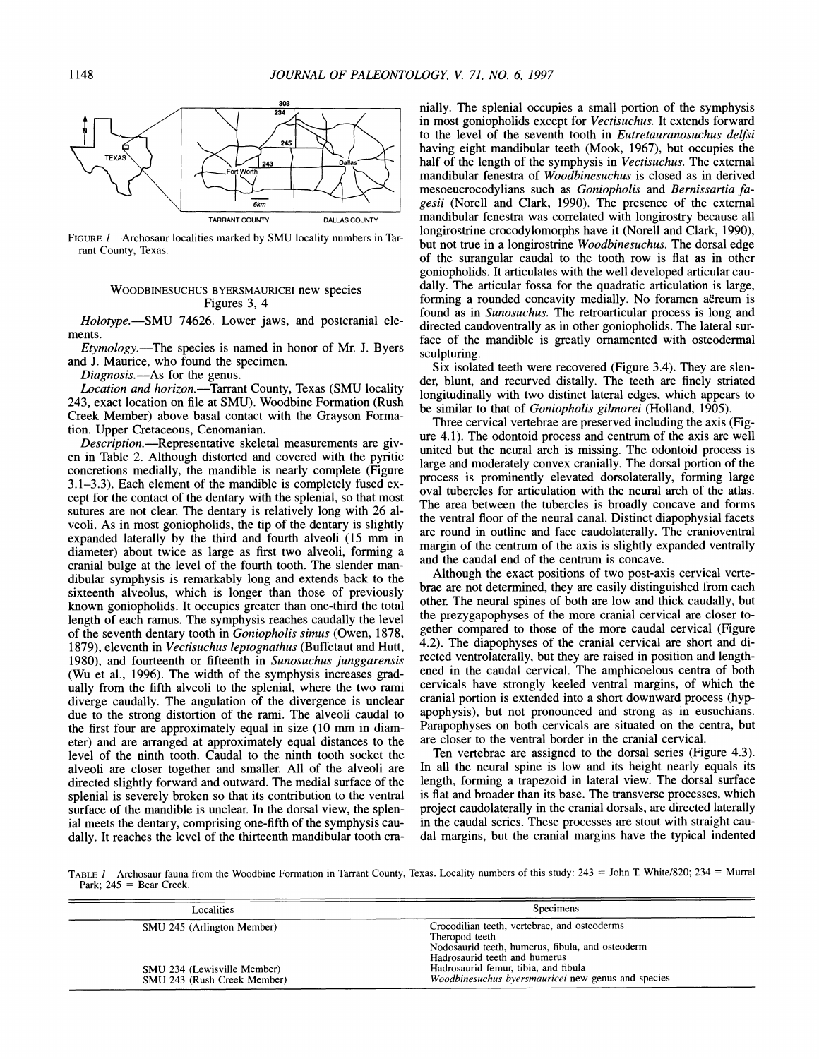FIGURE 1—Archosaur localities marked by SMU locality numbers in Tarrant County, Texas.

## WOODBINESUCHUS BYERSMAURICEI new species
Figures 3, 4

*Holotype*.—SMU 74626. Lower jaws, and postcranial elements.

*Etymology*.—The species is named in honor of Mr. J. Byers and J. Maurice, who found the specimen.

*Diagnosis*.—As for the genus.

*Location and horizon*.—Tarrant County, Texas (SMU locality 243, exact location on file at SMU). Woodbine Formation (Rush Creek Member) above basal contact with the Grayson Formation. Upper Cretaceous, Cenomanian.

*Description*.—Representative skeletal measurements are given in Table 2. Although distorted and covered with the pyritic concretions medially, the mandible is nearly complete (Figure 3.1–3.3). Each element of the mandible is completely fused except for the contact of the dentary with the splenial, so that most sutures are not clear. The dentary is relatively long with 26 alveoli. As in most goniopholids, the tip of the dentary is slightly expanded laterally by the third and fourth alveoli (15 mm in diameter) about twice as large as first two alveoli, forming a cranial bulge at the level of the fourth tooth. The slender mandibular symphysis is remarkably long and extends back to the sixteenth alveolus, which is longer than those of previously known goniopholids. It occupies greater than one-third the total length of each ramus. The symphysis reaches caudally the level of the seventh dentary tooth in *Goniopholis simus* (Owen, 1878, 1879), eleventh in *Vectisuchus leptognathus* (Buffetaut and Hutt, 1980), and fourteenth or fifteenth in *Sunosuchus junggarensis* (Wu et al., 1996). The width of the symphysis increases gradually from the fifth alveoli to the splenial, where the two rami diverge caudally. The angulation of the divergence is unclear due to the strong distortion of the rami. The alveoli caudal to the first four are approximately equal in size (10 mm in diameter) and are arranged at approximately equal distances to the level of the ninth tooth. Caudal to the ninth tooth socket the alveoli are closer together and smaller. All of the alveoli are directed slightly forward and outward. The medial surface of the splenial is severely broken so that its contribution to the ventral surface of the mandible is unclear. In the dorsal view, the splenial meets the dentary, comprising one-fifth of the symphysis caudally. It reaches the level of the thirteenth mandibular tooth cranially. The splenial occupies a small portion of the symphysis in most goniopholids except for *Vectisuchus*. It extends forward to the level of the seventh tooth in *Eutretauranosuchus delfsi* having eight mandibular teeth (Mook, 1967), but occupies the half of the length of the symphysis in *Vectisuchus*. The external mandibular fenestra of *Woodbinesuchus* is closed as in derived mesoeucrocodylians such as *Goniopholis* and *Bernissartia fagesii* (Norell and Clark, 1990). The presence of the external mandibular fenestra was correlated with longirostry because all longirostrine crocodylomorphs have it (Norell and Clark, 1990), but not true in a longirostrine *Woodbinesuchus*. The dorsal edge of the surangular caudal to the tooth row is flat as in other goniopholids. It articulates with the well developed articular caudally. The articular fossa for the quadratic articulation is large, forming a rounded concavity medially. No foramen aëreum is found as in *Sunosuchus*. The retroarticular process is long and directed caudoventrally as in other goniopholids. The lateral surface of the mandible is greatly ornamented with osteodermal sculpturing.

Six isolated teeth were recovered (Figure 3.4). They are slender, blunt, and recurved distally. The teeth are finely striated longitudinally with two distinct lateral edges, which appears to be similar to that of *Goniopholis gilmorei* (Holland, 1905).

Three cervical vertebrae are preserved including the axis (Figure 4.1). The odontoid process and centrum of the axis are well united but the neural arch is missing. The odontoid process is large and moderately convex cranially. The dorsal portion of the process is prominently elevated dorsolaterally, forming large oval tubercles for articulation with the neural arch of the atlas. The area between the tubercles is broadly concave and forms the ventral floor of the neural canal. Distinct diapophysial facets are round in outline and face caudolaterally. The cranioventral margin of the centrum of the axis is slightly expanded ventrally and the caudal end of the centrum is concave.

Although the exact positions of two post-axis cervical vertebrae are not determined, they are easily distinguished from each other. The neural spines of both are low and thick caudally, but the prezygapophyses of the more cranial cervical are closer together compared to those of the more caudal cervical (Figure 4.2). The diapophyses of the cranial cervical are short and directed ventrolaterally, but they are raised in position and lengthened in the caudal cervical. The amphicoelous centra of both cervicals have strongly keeled ventral margins, of which the cranial portion is extended into a short downward process (hypapophysis), but not pronounced and strong as in eusuchians. Parapophyses on both cervicals are situated on the centra, but are closer to the ventral border in the cranial cervical.

Ten vertebrae are assigned to the dorsal series (Figure 4.3). In all the neural spine is low and its height nearly equals its length, forming a trapezoid in lateral view. The dorsal surface is flat and broader than its base. The transverse processes, which project caudolaterally in the cranial dorsals, are directed laterally in the caudal series. These processes are stout with straight caudal margins, but the cranial margins have the typical indented

TABLE 1—Archosaur fauna from the Woodbine Formation in Tarrant County, Texas. Locality numbers of this study: 243 = John T. White/820; 234 = Murrel Park; 245 = Bear Creek.

| Localities | Specimens |
|---|---|
| SMU 245 (Arlington Member) | Crocodilian teeth, vertebrae, and osteoderms |
| | Theropod teeth |
| | Nodosaurid teeth, humerus, fibula, and osteoderm |
| | Hadrosaurid teeth and humerus |
| SMU 234 (Lewisville Member) | Hadrosaurid femur, tibia, and fibula |
| SMU 243 (Rush Creek Member) | *Woodbinesuchus byersmauricei* new genus and species |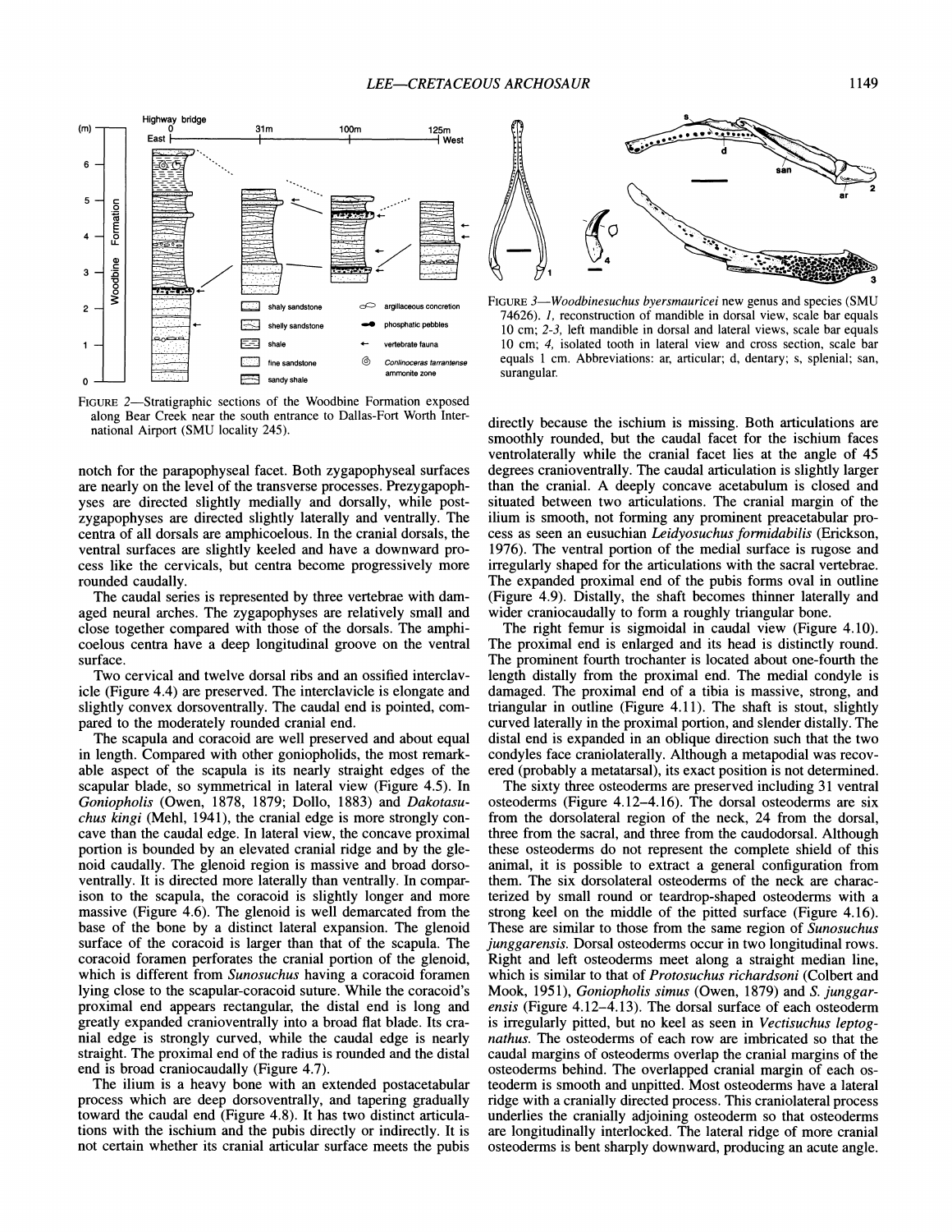FIGURE 2—Stratigraphic sections of the Woodbine Formation exposed along Bear Creek near the south entrance to Dallas-Fort Worth International Airport (SMU locality 245).

FIGURE 3—*Woodbinesuchus byersmauricei* new genus and species (SMU 74626). *1*, reconstruction of mandible in dorsal view, scale bar equals 10 cm; *2–3*, left mandible in dorsal and lateral views, scale bar equals 10 cm; *4*, isolated tooth in lateral view and cross section, scale bar equals 1 cm. Abbreviations: ar, articular; d, dentary; s, splenial; san, surangular.

notch for the parapophyseal facet. Both zygapophyseal surfaces are nearly on the level of the transverse processes. Prezygapophyses are directed slightly medially and dorsally, while postzygapophyses are directed slightly laterally and ventrally. The centra of all dorsals are amphicoelous. In the cranial dorsals, the ventral surfaces are slightly keeled and have a downward process like the cervicals, but centra become progressively more rounded caudally.

The caudal series is represented by three vertebrae with damaged neural arches. The zygapophyses are relatively small and close together compared with those of the dorsals. The amphicoelous centra have a deep longitudinal groove on the ventral surface.

Two cervical and twelve dorsal ribs and an ossified interclavicle (Figure 4.4) are preserved. The interclavicle is elongate and slightly convex dorsoventrally. The caudal end is pointed, compared to the moderately rounded cranial end.

The scapula and coracoid are well preserved and about equal in length. Compared with other goniopholids, the most remarkable aspect of the scapula is its nearly straight edges of the scapular blade, so symmetrical in lateral view (Figure 4.5). In *Goniopholis* (Owen, 1878, 1879; Dollo, 1883) and *Dakotasuchus kingi* (Mehl, 1941), the cranial edge is more strongly concave than the caudal edge. In lateral view, the concave proximal portion is bounded by an elevated cranial ridge and by the glenoid caudally. The glenoid region is massive and broad dorsoventrally. It is directed more laterally than ventrally. In comparison to the scapula, the coracoid is slightly longer and more massive (Figure 4.6). The glenoid is well demarcated from the base of the bone by a distinct lateral expansion. The glenoid surface of the coracoid is larger than that of the scapula. The coracoid foramen perforates the cranial portion of the glenoid, which is different from *Sunosuchus* having a coracoid foramen lying close to the scapular-coracoid suture. While the coracoid's proximal end appears rectangular, the distal end is long and greatly expanded cranioventrally into a broad flat blade. Its cranial edge is strongly curved, while the caudal edge is nearly straight. The proximal end of the radius is rounded and the distal end is broad craniocaudally (Figure 4.7).

The ilium is a heavy bone with an extended postacetabular process which are deep dorsoventrally, and tapering gradually toward the caudal end (Figure 4.8). It has two distinct articulations with the ischium and the pubis directly or indirectly. It is not certain whether its cranial articular surface meets the pubis directly because the ischium is missing. Both articulations are smoothly rounded, but the caudal facet for the ischium faces ventrolaterally while the cranial facet lies at the angle of 45 degrees cranioventrally. The caudal articulation is slightly larger than the cranial. A deeply concave acetabulum is closed and situated between two articulations. The cranial margin of the ilium is smooth, not forming any prominent preacetabular process as seen an eusuchian *Leidyosuchus formidabilis* (Erickson, 1976). The ventral portion of the medial surface is rugose and irregularly shaped for the articulations with the sacral vertebrae. The expanded proximal end of the pubis forms oval in outline (Figure 4.9). Distally, the shaft becomes thinner laterally and wider craniocaudally to form a roughly triangular bone.

The right femur is sigmoidal in caudal view (Figure 4.10). The proximal end is enlarged and its head is distinctly round. The prominent fourth trochanter is located about one-fourth the length distally from the proximal end. The medial condyle is damaged. The proximal end of a tibia is massive, strong, and triangular in outline (Figure 4.11). The shaft is stout, slightly curved laterally in the proximal portion, and slender distally. The distal end is expanded in an oblique direction such that the two condyles face craniolaterally. Although a metapodial was recovered (probably a metatarsal), its exact position is not determined.

The sixty three osteoderms are preserved including 31 ventral osteoderms (Figure 4.12–4.16). The dorsal osteoderms are six from the dorsolateral region of the neck, 24 from the dorsal, three from the sacral, and three from the caudodorsal. Although these osteoderms do not represent the complete shield of this animal, it is possible to extract a general configuration from them. The six dorsolateral osteoderms of the neck are characterized by small round or teardrop-shaped osteoderms with a strong keel on the middle of the pitted surface (Figure 4.16). These are similar to those from the same region of *Sunosuchus junggarensis*. Dorsal osteoderms occur in two longitudinal rows. Right and left osteoderms meet along a straight median line, which is similar to that of *Protosuchus richardsoni* (Colbert and Mook, 1951), *Goniopholis simus* (Owen, 1879) and *S. junggarensis* (Figure 4.12–4.13). The dorsal surface of each osteoderm is irregularly pitted, but no keel as seen in *Vectisuchus leptognathus*. The osteoderms of each row are imbricated so that the caudal margins of osteoderms overlap the cranial margins of the osteoderms behind. The overlapped cranial margin of each osteoderm is smooth and unpitted. Most osteoderms have a lateral ridge with a cranially directed process. This craniolateral process underlies the cranially adjoining osteoderm so that osteoderms are longitudinally interlocked. The lateral ridge of more cranial osteoderms is bent sharply downward, producing an acute angle.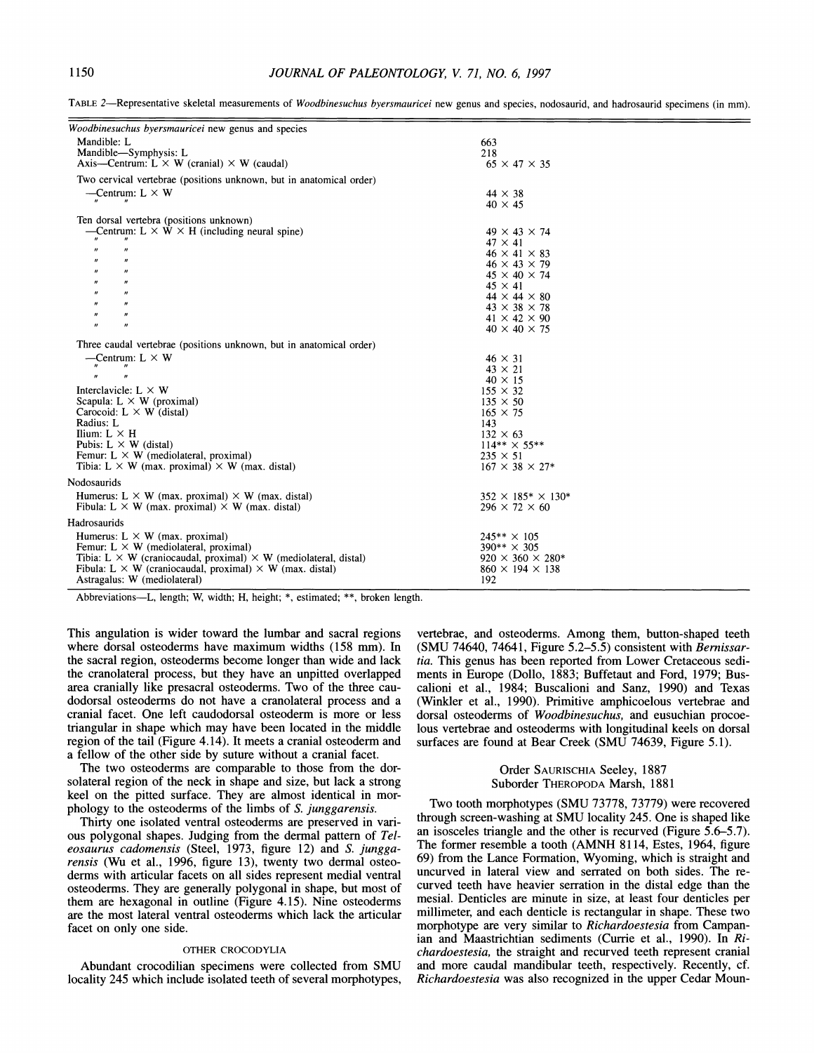TABLE 2—Representative skeletal measurements of *Woodbinesuchus byersmauricei* new genus and species, nodosaurid, and hadrosaurid specimens (in mm).

| | |
|---|---|
| *Woodbinesuchus byersmauricei* new genus and species | |
| Mandible: L | 663 |
| Mandible—Symphysis: L | 218 |
| Axis—Centrum: L × W (cranial) × W (caudal) | 65 × 47 × 35 |
| Two cervical vertebrae (positions unknown, but in anatomical order) | |
| —Centrum: L × W | 44 × 38 |
| " " | 40 × 45 |
| Ten dorsal vertebra (positions unknown) | |
| —Centrum: L × W × H (including neural spine) | 49 × 43 × 74 |
| " " | 47 × 41 |
| " " | 46 × 41 × 83 |
| " " | 46 × 43 × 79 |
| " " | 45 × 40 × 74 |
| " " | 45 × 41 |
| " " | 44 × 44 × 80 |
| " " | 43 × 38 × 78 |
| " " | 41 × 42 × 90 |
| " " | 40 × 40 × 75 |
| Three caudal vertebrae (positions unknown, but in anatomical order) | |
| —Centrum: L × W | 46 × 31 |
| " " | 43 × 21 |
| " " | 40 × 15 |
| Interclavicle: L × W | 155 × 32 |
| Scapula: L × W (proximal) | 135 × 50 |
| Carocoid: L × W (distal) | 165 × 75 |
| Radius: L | 143 |
| Ilium: L × H | 132 × 63 |
| Pubis: L × W (distal) | 114** × 55** |
| Femur: L × W (mediolateral, proximal) | 235 × 51 |
| Tibia: L × W (max. proximal) × W (max. distal) | 167 × 38 × 27* |
| Nodosaurids | |
| Humerus: L × W (max. proximal) × W (max. distal) | 352 × 185* × 130* |
| Fibula: L × W (max. proximal) × W (max. distal) | 296 × 72 × 60 |
| Hadrosaurids | |
| Humerus: L × W (max. proximal) | 245** × 105 |
| Femur: L × W (mediolateral, proximal) | 390** × 305 |
| Tibia: L × W (craniocaudal, proximal) × W (mediolateral, distal) | 920 × 360 × 280* |
| Fibula: L × W (craniocaudal, proximal) × W (max. distal) | 860 × 194 × 138 |
| Astragalus: W (mediolateral) | 192 |

Abbreviations—L, length; W, width; H, height; *, estimated; **, broken length.

This angulation is wider toward the lumbar and sacral regions where dorsal osteoderms have maximum widths (158 mm). In the sacral region, osteoderms become longer than wide and lack the cranolateral process, but they have an unpitted overlapped area cranially like presacral osteoderms. Two of the three caudodorsal osteoderms do not have a cranolateral process and a cranial facet. One left caudodorsal osteoderm is more or less triangular in shape which may have been located in the middle region of the tail (Figure 4.14). It meets a cranial osteoderm and a fellow of the other side by suture without a cranial facet.

The two osteoderms are comparable to those from the dorsolateral region of the neck in shape and size, but lack a strong keel on the pitted surface. They are almost identical in morphology to the osteoderms of the limbs of *S. junggarensis.*

Thirty one isolated ventral osteoderms are preserved in various polygonal shapes. Judging from the dermal pattern of *Teleosaurus cadomensis* (Steel, 1973, figure 12) and *S. junggarensis* (Wu et al., 1996, figure 13), twenty two dermal osteoderms with articular facets on all sides represent medial ventral osteoderms. They are generally polygonal in shape, but most of them are hexagonal in outline (Figure 4.15). Nine osteoderms are the most lateral ventral osteoderms which lack the articular facet on only one side.

### OTHER CROCODYLIA

Abundant crocodilian specimens were collected from SMU locality 245 which include isolated teeth of several morphotypes, vertebrae, and osteoderms. Among them, button-shaped teeth (SMU 74640, 74641, Figure 5.2–5.5) consistent with *Bernissartia.* This genus has been reported from Lower Cretaceous sediments in Europe (Dollo, 1883; Buffetaut and Ford, 1979; Buscalioni et al., 1984; Buscalioni and Sanz, 1990) and Texas (Winkler et al., 1990). Primitive amphicoelous vertebrae and dorsal osteoderms of *Woodbinesuchus,* and eusuchian procoelous vertebrae and osteoderms with longitudinal keels on dorsal surfaces are found at Bear Creek (SMU 74639, Figure 5.1).

### Order SAURISCHIA Seeley, 1887
### Suborder THEROPODA Marsh, 1881

Two tooth morphotypes (SMU 73778, 73779) were recovered through screen-washing at SMU locality 245. One is shaped like an isosceles triangle and the other is recurved (Figure 5.6–5.7). The former resemble a tooth (AMNH 8114, Estes, 1964, figure 69) from the Lance Formation, Wyoming, which is straight and uncurved in lateral view and serrated on both sides. The recurved teeth have heavier serration in the distal edge than the mesial. Denticles are minute in size, at least four denticles per millimeter, and each denticle is rectangular in shape. These two morphotype are very similar to *Richardoestesia* from Campanian and Maastrichtian sediments (Currie et al., 1990). In *Richardoestesia,* the straight and recurved teeth represent cranial and more caudal mandibular teeth, respectively. Recently, cf. *Richardoestesia* was also recognized in the upper Cedar Moun-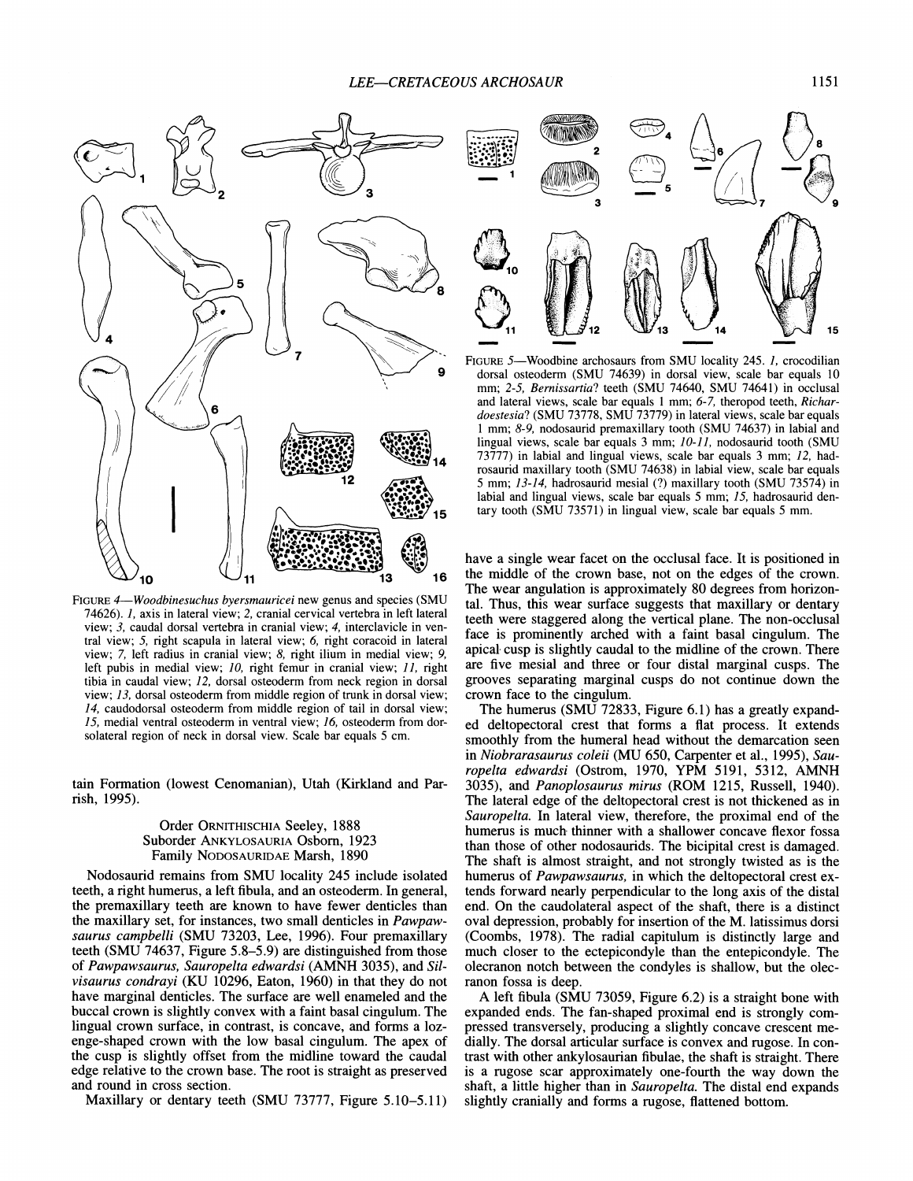FIGURE 4—*Woodbinesuchus byersmauricei* new genus and species (SMU 74626). *1*, axis in lateral view; *2*, cranial cervical vertebra in left lateral view; *3*, caudal dorsal vertebra in cranial view; *4*, interclavicle in ventral view; *5*, right scapula in lateral view; *6*, right coracoid in lateral view; *7*, left radius in cranial view; *8*, right ilium in medial view; *9*, left pubis in medial view; *10*, right femur in cranial view; *11*, right tibia in caudal view; *12*, dorsal osteoderm from neck region in dorsal view; *13*, dorsal osteoderm from middle region of trunk in dorsal view; *14*, caudodorsal osteoderm from middle region of tail in dorsal view; *15*, medial ventral osteoderm in ventral view; *16*, osteoderm from dorsolateral region of neck in dorsal view. Scale bar equals 5 cm.

tain Formation (lowest Cenomanian), Utah (Kirkland and Parrish, 1995).

Order ORNITHISCHIA Seeley, 1888
Suborder ANKYLOSAURIA Osborn, 1923
Family NODOSAURIDAE Marsh, 1890

Nodosaurid remains from SMU locality 245 include isolated teeth, a right humerus, a left fibula, and an osteoderm. In general, the premaxillary teeth are known to have fewer denticles than the maxillary set, for instances, two small denticles in *Pawpawsaurus campbelli* (SMU 73203, Lee, 1996). Four premaxillary teeth (SMU 74637, Figure 5.8–5.9) are distinguished from those of *Pawpawsaurus, Sauropelta edwardsi* (AMNH 3035), and *Silvisaurus condrayi* (KU 10296, Eaton, 1960) in that they do not have marginal denticles. The surface are well enameled and the buccal crown is slightly convex with a faint basal cingulum. The lingual crown surface, in contrast, is concave, and forms a lozenge-shaped crown with the low basal cingulum. The apex of the cusp is slightly offset from the midline toward the caudal edge relative to the crown base. The root is straight as preserved and round in cross section.

Maxillary or dentary teeth (SMU 73777, Figure 5.10–5.11) have a single wear facet on the occlusal face. It is positioned in the middle of the crown base, not on the edges of the crown. The wear angulation is approximately 80 degrees from horizontal. Thus, this wear surface suggests that maxillary or dentary teeth were staggered along the vertical plane. The non-occlusal face is prominently arched with a faint basal cingulum. The apical cusp is slightly caudal to the midline of the crown. There are five mesial and three or four distal marginal cusps. The grooves separating marginal cusps do not continue down the crown face to the cingulum.

FIGURE 5—Woodbine archosaurs from SMU locality 245. *1*, crocodilian dorsal osteoderm (SMU 74639) in dorsal view, scale bar equals 10 mm; *2-5*, *Bernissartia*? teeth (SMU 74640, SMU 74641) in occlusal and lateral views, scale bar equals 1 mm; *6-7*, theropod teeth, *Richardoestesia*? (SMU 73778, SMU 73779) in lateral views, scale bar equals 1 mm; *8-9*, nodosaurid premaxillary tooth (SMU 74637) in labial and lingual views, scale bar equals 3 mm; *10-11*, nodosaurid tooth (SMU 73777) in labial and lingual views, scale bar equals 3 mm; *12*, hadrosaurid maxillary tooth (SMU 74638) in labial view, scale bar equals 5 mm; *13-14*, hadrosaurid mesial (?) maxillary tooth (SMU 73574) in labial and lingual views, scale bar equals 5 mm; *15*, hadrosaurid dentary tooth (SMU 73571) in lingual view, scale bar equals 5 mm.

The humerus (SMU 72833, Figure 6.1) has a greatly expanded deltopectoral crest that forms a flat process. It extends smoothly from the humeral head without the demarcation seen in *Niobrarasaurus coleii* (MU 650, Carpenter et al., 1995), *Sauropelta edwardsi* (Ostrom, 1970, YPM 5191, 5312, AMNH 3035), and *Panoplosaurus mirus* (ROM 1215, Russell, 1940). The lateral edge of the deltopectoral crest is not thickened as in *Sauropelta*. In lateral view, therefore, the proximal end of the humerus is much thinner with a shallower concave flexor fossa than those of other nodosaurids. The bicipital crest is damaged. The shaft is almost straight, and not strongly twisted as is the humerus of *Pawpawsaurus*, in which the deltopectoral crest extends forward nearly perpendicular to the long axis of the distal end. On the caudolateral aspect of the shaft, there is a distinct oval depression, probably for insertion of the M. latissimus dorsi (Coombs, 1978). The radial capitulum is distinctly large and much closer to the ectepicondyle than the entepicondyle. The olecranon notch between the condyles is shallow, but the olecranon fossa is deep.

A left fibula (SMU 73059, Figure 6.2) is a straight bone with expanded ends. The fan-shaped proximal end is strongly compressed transversely, producing a slightly concave crescent medially. The dorsal articular surface is convex and rugose. In contrast with other ankylosaurian fibulae, the shaft is straight. There is a rugose scar approximately one-fourth the way down the shaft, a little higher than in *Sauropelta*. The distal end expands slightly cranially and forms a rugose, flattened bottom.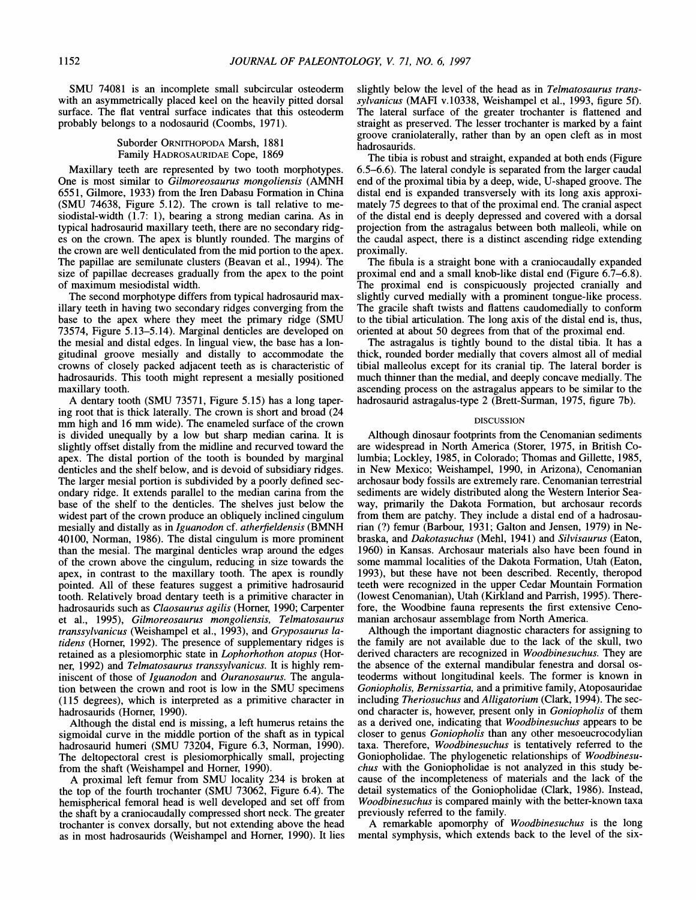SMU 74081 is an incomplete small subcircular osteoderm with an asymmetrically placed keel on the heavily pitted dorsal surface. The flat ventral surface indicates that this osteoderm probably belongs to a nodosaurid (Coombs, 1971).

### Suborder Ornithopoda Marsh, 1881
### Family Hadrosauridae Cope, 1869

Maxillary teeth are represented by two tooth morphotypes. One is most similar to *Gilmoreosaurus mongoliensis* (AMNH 6551, Gilmore, 1933) from the Iren Dabasu Formation in China (SMU 74638, Figure 5.12). The crown is tall relative to mesiodistal-width (1.7: 1), bearing a strong median carina. As in typical hadrosaurid maxillary teeth, there are no secondary ridges on the crown. The apex is bluntly rounded. The margins of the crown are well denticulated from the mid portion to the apex. The papillae are semilunate clusters (Beavan et al., 1994). The size of papillae decreases gradually from the apex to the point of maximum mesiodistal width.

The second morphotype differs from typical hadrosaurid maxillary teeth in having two secondary ridges converging from the base to the apex where they meet the primary ridge (SMU 73574, Figure 5.13–5.14). Marginal denticles are developed on the mesial and distal edges. In lingual view, the base has a longitudinal groove mesially and distally to accommodate the crowns of closely packed adjacent teeth as is characteristic of hadrosaurids. This tooth might represent a mesially positioned maxillary tooth.

A dentary tooth (SMU 73571, Figure 5.15) has a long tapering root that is thick laterally. The crown is short and broad (24 mm high and 16 mm wide). The enameled surface of the crown is divided unequally by a low but sharp median carina. It is slightly offset distally from the midline and recurved toward the apex. The distal portion of the tooth is bounded by marginal denticles and the shelf below, and is devoid of subsidiary ridges. The larger mesial portion is subdivided by a poorly defined secondary ridge. It extends parallel to the median carina from the base of the shelf to the denticles. The shelves just below the widest part of the crown produce an obliquely inclined cingulum mesially and distally as in *Iguanodon* cf. *atherfieldensis* (BMNH 40100, Norman, 1986). The distal cingulum is more prominent than the mesial. The marginal denticles wrap around the edges of the crown above the cingulum, reducing in size towards the apex, in contrast to the maxillary tooth. The apex is roundly pointed. All of these features suggest a primitive hadrosaurid tooth. Relatively broad dentary teeth is a primitive character in hadrosaurids such as *Claosaurus agilis* (Horner, 1990; Carpenter et al., 1995), *Gilmoreosaurus mongoliensis*, *Telmatosaurus transsylvanicus* (Weishampel et al., 1993), and *Gryposaurus latidens* (Horner, 1992). The presence of supplementary ridges is retained as a plesiomorphic state in *Lophorhothon atopus* (Horner, 1992) and *Telmatosaurus transsylvanicus*. It is highly reminiscent of those of *Iguanodon* and *Ouranosaurus*. The angulation between the crown and root is low in the SMU specimens (115 degrees), which is interpreted as a primitive character in hadrosaurids (Horner, 1990).

Although the distal end is missing, a left humerus retains the sigmoidal curve in the middle portion of the shaft as in typical hadrosaurid humeri (SMU 73204, Figure 6.3, Norman, 1990). The deltopectoral crest is plesiomorphically small, projecting from the shaft (Weishampel and Horner, 1990).

A proximal left femur from SMU locality 234 is broken at the top of the fourth trochanter (SMU 73062, Figure 6.4). The hemispherical femoral head is well developed and set off from the shaft by a craniocaudally compressed short neck. The greater trochanter is convex dorsally, but not extending above the head as in most hadrosaurids (Weishampel and Horner, 1990). It lies slightly below the level of the head as in *Telmatosaurus transsylvanicus* (MAFI v.10338, Weishampel et al., 1993, figure 5f). The lateral surface of the greater trochanter is flattened and straight as preserved. The lesser trochanter is marked by a faint groove craniolaterally, rather than by an open cleft as in most hadrosaurids.

The tibia is robust and straight, expanded at both ends (Figure 6.5–6.6). The lateral condyle is separated from the larger caudal end of the proximal tibia by a deep, wide, U-shaped groove. The distal end is expanded transversely with its long axis approximately 75 degrees to that of the proximal end. The cranial aspect of the distal end is deeply depressed and covered with a dorsal projection from the astragalus between both malleoli, while on the caudal aspect, there is a distinct ascending ridge extending proximally.

The fibula is a straight bone with a craniocaudally expanded proximal end and a small knob-like distal end (Figure 6.7–6.8). The proximal end is conspicuously projected cranially and slightly curved medially with a prominent tongue-like process. The gracile shaft twists and flattens caudomedially to conform to the tibial articulation. The long axis of the distal end is, thus, oriented at about 50 degrees from that of the proximal end.

The astragalus is tightly bound to the distal tibia. It has a thick, rounded border medially that covers almost all of medial tibial malleolus except for its cranial tip. The lateral border is much thinner than the medial, and deeply concave medially. The ascending process on the astragalus appears to be similar to the hadrosaurid astragalus-type 2 (Brett-Surman, 1975, figure 7b).

## DISCUSSION

Although dinosaur footprints from the Cenomanian sediments are widespread in North America (Storer, 1975, in British Columbia; Lockley, 1985, in Colorado; Thomas and Gillette, 1985, in New Mexico; Weishampel, 1990, in Arizona), Cenomanian archosaur body fossils are extremely rare. Cenomanian terrestrial sediments are widely distributed along the Western Interior Seaway, primarily the Dakota Formation, but archosaur records from them are patchy. They include a distal end of a hadrosaurian (?) femur (Barbour, 1931; Galton and Jensen, 1979) in Nebraska, and *Dakotasuchus* (Mehl, 1941) and *Silvisaurus* (Eaton, 1960) in Kansas. Archosaur materials also have been found in some mammal localities of the Dakota Formation, Utah (Eaton, 1993), but these have not been described. Recently, theropod teeth were recognized in the upper Cedar Mountain Formation (lowest Cenomanian), Utah (Kirkland and Parrish, 1995). Therefore, the Woodbine fauna represents the first extensive Cenomanian archosaur assemblage from North America.

Although the important diagnostic characters for assigning to the family are not available due to the lack of the skull, two derived characters are recognized in *Woodbinesuchus*. They are the absence of the external mandibular fenestra and dorsal osteoderms without longitudinal keels. The former is known in *Goniopholis*, *Bernissartia*, and a primitive family, Atoposauridae including *Theriosuchus* and *Alligatorium* (Clark, 1994). The second character is, however, present only in *Goniopholis* of them as a derived one, indicating that *Woodbinesuchus* appears to be closer to genus *Goniopholis* than any other mesoeucrocodylian taxa. Therefore, *Woodbinesuchus* is tentatively referred to the Goniopholidae. The phylogenetic relationships of *Woodbinesuchus* with the Goniopholidae is not analyzed in this study because of the incompleteness of materials and the lack of the detail systematics of the Goniopholidae (Clark, 1986). Instead, *Woodbinesuchus* is compared mainly with the better-known taxa previously referred to the family.

A remarkable apomorphy of *Woodbinesuchus* is the long mental symphysis, which extends back to the level of the six-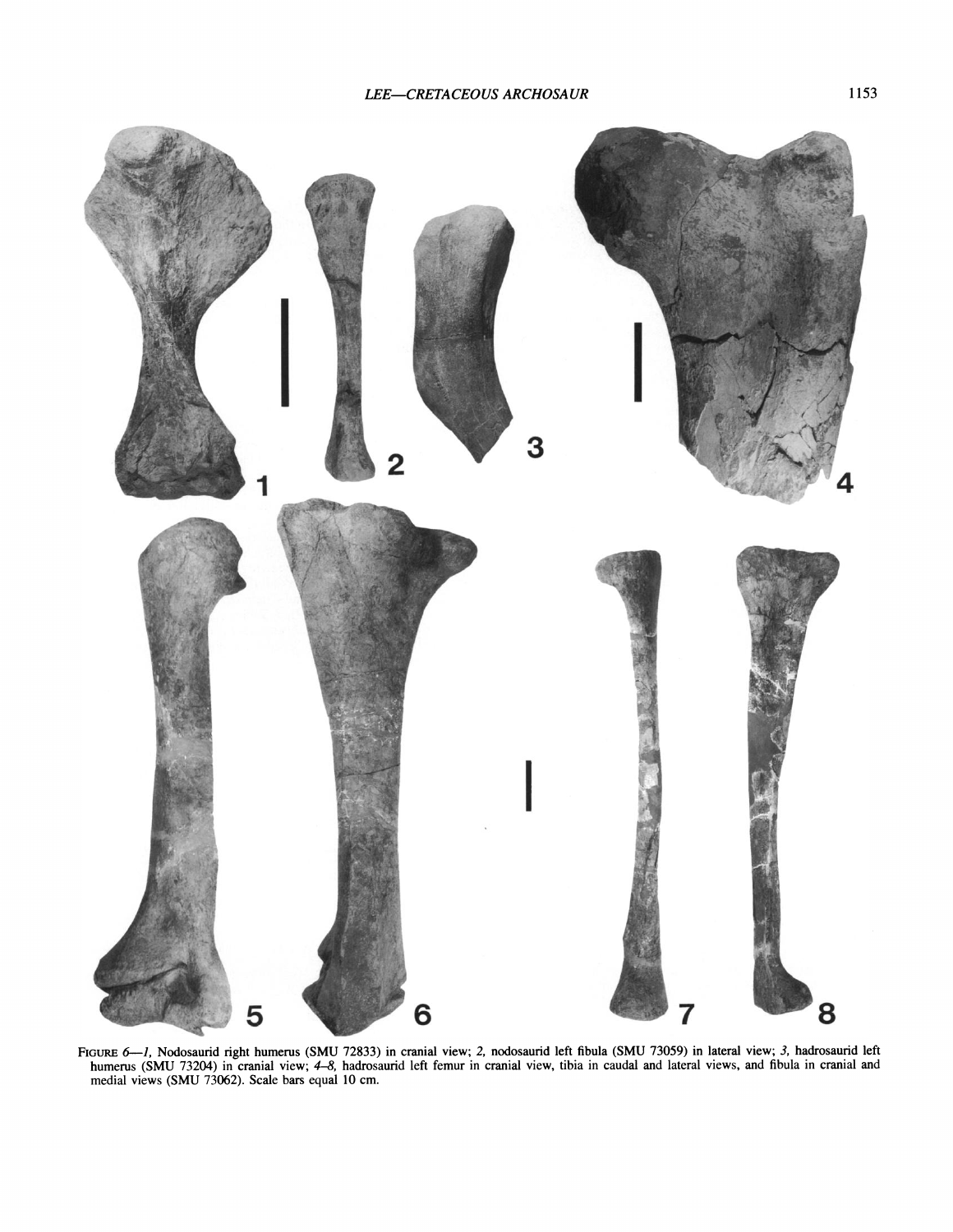FIGURE 6—*1*, Nodosaurid right humerus (SMU 72833) in cranial view; *2*, nodosaurid left fibula (SMU 73059) in lateral view; *3*, hadrosaurid left humerus (SMU 73204) in cranial view; *4–8*, hadrosaurid left femur in cranial view, tibia in caudal and lateral views, and fibula in cranial and medial views (SMU 73062). Scale bars equal 10 cm.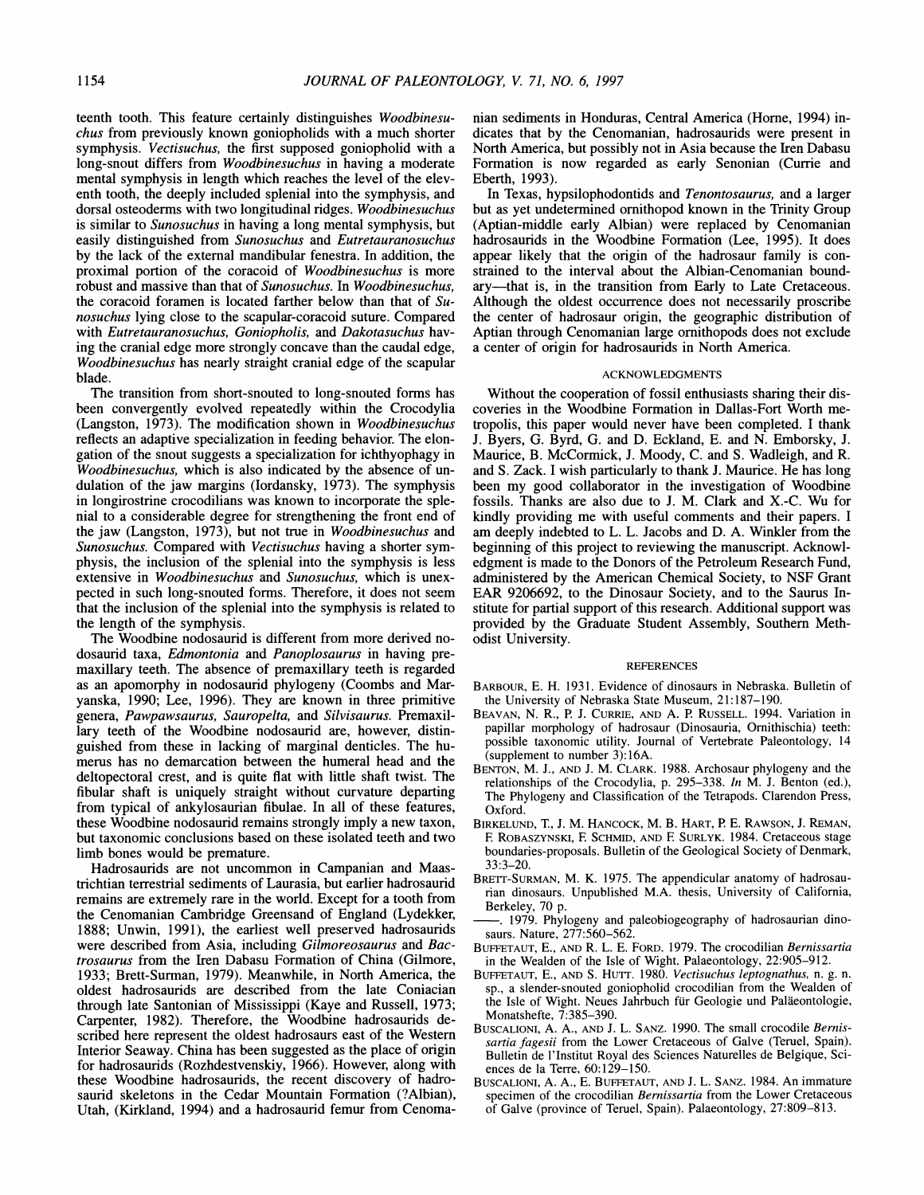teenth tooth. This feature certainly distinguishes *Woodbinesuchus* from previously known goniopholids with a much shorter symphysis. *Vectisuchus*, the first supposed goniopholid with a long-snout differs from *Woodbinesuchus* in having a moderate mental symphysis in length which reaches the level of the eleventh tooth, the deeply included splenial into the symphysis, and dorsal osteoderms with two longitudinal ridges. *Woodbinesuchus* is similar to *Sunosuchus* in having a long mental symphysis, but easily distinguished from *Sunosuchus* and *Eutretauranosuchus* by the lack of the external mandibular fenestra. In addition, the proximal portion of the coracoid of *Woodbinesuchus* is more robust and massive than that of *Sunosuchus*. In *Woodbinesuchus*, the coracoid foramen is located farther below than that of *Sunosuchus* lying close to the scapular-coracoid suture. Compared with *Eutretauranosuchus*, *Goniopholis*, and *Dakotasuchus* having the cranial edge more strongly concave than the caudal edge, *Woodbinesuchus* has nearly straight cranial edge of the scapular blade.

The transition from short-snouted to long-snouted forms has been convergently evolved repeatedly within the Crocodylia (Langston, 1973). The modification shown in *Woodbinesuchus* reflects an adaptive specialization in feeding behavior. The elongation of the snout suggests a specialization for ichthyophagy in *Woodbinesuchus*, which is also indicated by the absence of undulation of the jaw margins (Iordansky, 1973). The symphysis in longirostrine crocodilians was known to incorporate the splenial to a considerable degree for strengthening the front end of the jaw (Langston, 1973), but not true in *Woodbinesuchus* and *Sunosuchus*. Compared with *Vectisuchus* having a shorter symphysis, the inclusion of the splenial into the symphysis is less extensive in *Woodbinesuchus* and *Sunosuchus*, which is unexpected in such long-snouted forms. Therefore, it does not seem that the inclusion of the splenial into the symphysis is related to the length of the symphysis.

The Woodbine nodosaurid is different from more derived nodosaurid taxa, *Edmontonia* and *Panoplosaurus* in having premaxillary teeth. The absence of premaxillary teeth is regarded as an apomorphy in nodosaurid phylogeny (Coombs and Maryanska, 1990; Lee, 1996). They are known in three primitive genera, *Pawpawsaurus*, *Sauropelta*, and *Silvisaurus*. Premaxillary teeth of the Woodbine nodosaurid are, however, distinguished from these in lacking of marginal denticles. The humerus has no demarcation between the humeral head and the deltopectoral crest, and is quite flat with little shaft twist. The fibular shaft is uniquely straight without curvature departing from typical of ankylosaurian fibulae. In all of these features, these Woodbine nodosaurid remains strongly imply a new taxon, but taxonomic conclusions based on these isolated teeth and two limb bones would be premature.

Hadrosaurids are not uncommon in Campanian and Maastrichtian terrestrial sediments of Laurasia, but earlier hadrosaurid remains are extremely rare in the world. Except for a tooth from the Cenomanian Cambridge Greensand of England (Lydekker, 1888; Unwin, 1991), the earliest well preserved hadrosaurids were described from Asia, including *Gilmoreosaurus* and *Bactrosaurus* from the Iren Dabasu Formation of China (Gilmore, 1933; Brett-Surman, 1979). Meanwhile, in North America, the oldest hadrosaurids are described from the late Coniacian through late Santonian of Mississippi (Kaye and Russell, 1973; Carpenter, 1982). Therefore, the Woodbine hadrosaurids described here represent the oldest hadrosaurs east of the Western Interior Seaway. China has been suggested as the place of origin for hadrosaurids (Rozhdestvenskiy, 1966). However, along with these Woodbine hadrosaurids, the recent discovery of hadrosaurid skeletons in the Cedar Mountain Formation (?Albian), Utah, (Kirkland, 1994) and a hadrosaurid femur from Cenomanian sediments in Honduras, Central America (Horne, 1994) indicates that by the Cenomanian, hadrosaurids were present in North America, but possibly not in Asia because the Iren Dabasu Formation is now regarded as early Senonian (Currie and Eberth, 1993).

In Texas, hypsilophodontids and *Tenontosaurus*, and a larger but as yet undetermined ornithopod known in the Trinity Group (Aptian-middle early Albian) were replaced by Cenomanian hadrosaurids in the Woodbine Formation (Lee, 1995). It does appear likely that the origin of the hadrosaur family is constrained to the interval about the Albian-Cenomanian boundary—that is, in the transition from Early to Late Cretaceous. Although the oldest occurrence does not necessarily proscribe the center of hadrosaur origin, the geographic distribution of Aptian through Cenomanian large ornithopods does not exclude a center of origin for hadrosaurids in North America.

## ACKNOWLEDGMENTS

Without the cooperation of fossil enthusiasts sharing their discoveries in the Woodbine Formation in Dallas-Fort Worth metropolis, this paper would never have been completed. I thank J. Byers, G. Byrd, G. and D. Eckland, E. and N. Emborsky, J. Maurice, B. McCormick, J. Moody, C. and S. Wadleigh, and R. and S. Zack. I wish particularly to thank J. Maurice. He has long been my good collaborator in the investigation of Woodbine fossils. Thanks are also due to J. M. Clark and X.-C. Wu for kindly providing me with useful comments and their papers. I am deeply indebted to L. L. Jacobs and D. A. Winkler from the beginning of this project to reviewing the manuscript. Acknowledgment is made to the Donors of the Petroleum Research Fund, administered by the American Chemical Society, to NSF Grant EAR 9206692, to the Dinosaur Society, and to the Saurus Institute for partial support of this research. Additional support was provided by the Graduate Student Assembly, Southern Methodist University.

## REFERENCES

BARBOUR, E. H. 1931. Evidence of dinosaurs in Nebraska. Bulletin of the University of Nebraska State Museum, 21:187–190.

BEAVAN, N. R., P. J. CURRIE, AND A. P. RUSSELL. 1994. Variation in papillar morphology of hadrosaur (Dinosauria, Ornithischia) teeth: possible taxonomic utility. Journal of Vertebrate Paleontology, 14 (supplement to number 3):16A.

BENTON, M. J., AND J. M. CLARK. 1988. Archosaur phylogeny and the relationships of the Crocodylia, p. 295–338. *In* M. J. Benton (ed.), The Phylogeny and Classification of the Tetrapods. Clarendon Press, Oxford.

BIRKELUND, T., J. M. HANCOCK, M. B. HART, P. E. RAWSON, J. REMAN, F. ROBASZYNSKI, F. SCHMID, AND F. SURLYK. 1984. Cretaceous stage boundaries-proposals. Bulletin of the Geological Society of Denmark, 33:3–20.

BRETT-SURMAN, M. K. 1975. The appendicular anatomy of hadrosaurian dinosaurs. Unpublished M.A. thesis, University of California, Berkeley, 70 p.

——. 1979. Phylogeny and paleobiogeography of hadrosaurian dinosaurs. Nature, 277:560–562.

BUFFETAUT, E., AND R. L. E. FORD. 1979. The crocodilian *Bernissartia* in the Wealden of the Isle of Wight. Palaeontology, 22:905–912.

BUFFETAUT, E., AND S. HUTT. 1980. *Vectisuchus leptognathus*, n. g. n. sp., a slender-snouted goniopholid crocodilian from the Wealden of the Isle of Wight. Neues Jahrbuch für Geologie und Paläeontologie, Monatshefte, 7:385–390.

BUSCALIONI, A. A., AND J. L. SANZ. 1990. The small crocodile *Bernissartia fagesii* from the Lower Cretaceous of Galve (Teruel, Spain). Bulletin de l'Institut Royal des Sciences Naturelles de Belgique, Sciences de la Terre, 60:129–150.

BUSCALIONI, A. A., E. BUFFETAUT, AND J. L. SANZ. 1984. An immature specimen of the crocodilian *Bernissartia* from the Lower Cretaceous of Galve (province of Teruel, Spain). Palaeontology, 27:809–813.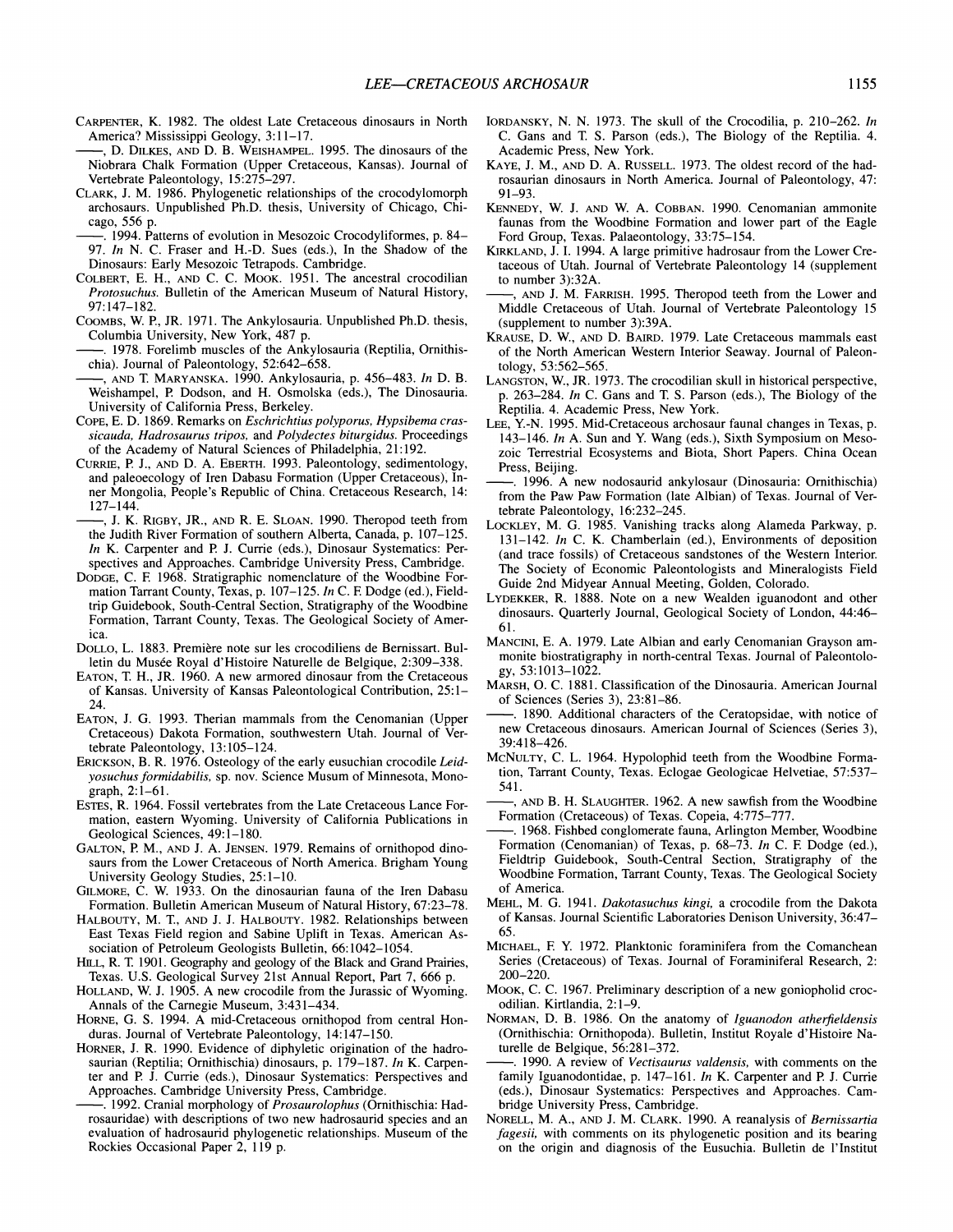CARPENTER, K. 1982. The oldest Late Cretaceous dinosaurs in North America? Mississippi Geology, 3:11–17.

——, D. DILKES, AND D. B. WEISHAMPEL. 1995. The dinosaurs of the Niobrara Chalk Formation (Upper Cretaceous, Kansas). Journal of Vertebrate Paleontology, 15:275–297.

CLARK, J. M. 1986. Phylogenetic relationships of the crocodylomorph archosaurs. Unpublished Ph.D. thesis, University of Chicago, Chicago, 556 p.

——. 1994. Patterns of evolution in Mesozoic Crocodyliformes, p. 84–97. *In* N. C. Fraser and H.-D. Sues (eds.), In the Shadow of the Dinosaurs: Early Mesozoic Tetrapods. Cambridge.

COLBERT, E. H., AND C. C. MOOK. 1951. The ancestral crocodilian *Protosuchus.* Bulletin of the American Museum of Natural History, 97:147–182.

COOMBS, W. P., JR. 1971. The Ankylosauria. Unpublished Ph.D. thesis, Columbia University, New York, 487 p.

——. 1978. Forelimb muscles of the Ankylosauria (Reptilia, Ornithischia). Journal of Paleontology, 52:642–658.

——, AND T. MARYANSKA. 1990. Ankylosauria, p. 456–483. *In* D. B. Weishampel, P. Dodson, and H. Osmolska (eds.), The Dinosauria. University of California Press, Berkeley.

COPE, E. D. 1869. Remarks on *Eschrichtius polyporus, Hypsibema crassicauda, Hadrosaurus tripos,* and *Polydectes biturgidus.* Proceedings of the Academy of Natural Sciences of Philadelphia, 21:192.

CURRIE, P. J., AND D. A. EBERTH. 1993. Paleontology, sedimentology, and paleoecology of Iren Dabasu Formation (Upper Cretaceous), Inner Mongolia, People's Republic of China. Cretaceous Research, 14: 127–144.

——, J. K. RIGBY, JR., AND R. E. SLOAN. 1990. Theropod teeth from the Judith River Formation of southern Alberta, Canada, p. 107–125. *In* K. Carpenter and P. J. Currie (eds.), Dinosaur Systematics: Perspectives and Approaches. Cambridge University Press, Cambridge.

DODGE, C. F. 1968. Stratigraphic nomenclature of the Woodbine Formation Tarrant County, Texas, p. 107–125. *In* C. F. Dodge (ed.), Fieldtrip Guidebook, South-Central Section, Stratigraphy of the Woodbine Formation, Tarrant County, Texas. The Geological Society of America.

DOLLO, L. 1883. Première note sur les crocodiliens de Bernissart. Bulletin du Musée Royal d'Histoire Naturelle de Belgique, 2:309–338.

EATON, T. H., JR. 1960. A new armored dinosaur from the Cretaceous of Kansas. University of Kansas Paleontological Contribution, 25:1–24.

EATON, J. G. 1993. Therian mammals from the Cenomanian (Upper Cretaceous) Dakota Formation, southwestern Utah. Journal of Vertebrate Paleontology, 13:105–124.

ERICKSON, B. R. 1976. Osteology of the early eusuchian crocodile *Leidyosuchus formidabilis,* sp. nov. Science Musum of Minnesota, Monograph, 2:1–61.

ESTES, R. 1964. Fossil vertebrates from the Late Cretaceous Lance Formation, eastern Wyoming. University of California Publications in Geological Sciences, 49:1–180.

GALTON, P. M., AND J. A. JENSEN. 1979. Remains of ornithopod dinosaurs from the Lower Cretaceous of North America. Brigham Young University Geology Studies, 25:1–10.

GILMORE, C. W. 1933. On the dinosaurian fauna of the Iren Dabasu Formation. Bulletin American Museum of Natural History, 67:23–78.

HALBOUTY, M. T., AND J. J. HALBOUTY. 1982. Relationships between East Texas Field region and Sabine Uplift in Texas. American Association of Petroleum Geologists Bulletin, 66:1042–1054.

HILL, R. T. 1901. Geography and geology of the Black and Grand Prairies, Texas. U.S. Geological Survey 21st Annual Report, Part 7, 666 p.

HOLLAND, W. J. 1905. A new crocodile from the Jurassic of Wyoming. Annals of the Carnegie Museum, 3:431–434.

HORNE, G. S. 1994. A mid-Cretaceous ornithopod from central Honduras. Journal of Vertebrate Paleontology, 14:147–150.

HORNER, J. R. 1990. Evidence of diphyletic origination of the hadrosaurian (Reptilia; Ornithischia) dinosaurs, p. 179–187. *In* K. Carpenter and P. J. Currie (eds.), Dinosaur Systematics: Perspectives and Approaches. Cambridge University Press, Cambridge.

——. 1992. Cranial morphology of *Prosaurolophus* (Ornithischia: Hadrosauridae) with descriptions of two new hadrosaurid species and an evaluation of hadrosaurid phylogenetic relationships. Museum of the Rockies Occasional Paper 2, 119 p.

IORDANSKY, N. N. 1973. The skull of the Crocodilia, p. 210–262. *In* C. Gans and T. S. Parson (eds.), The Biology of the Reptilia. 4. Academic Press, New York.

KAYE, J. M., AND D. A. RUSSELL. 1973. The oldest record of the hadrosaurian dinosaurs in North America. Journal of Paleontology, 47: 91–93.

KENNEDY, W. J. AND W. A. COBBAN. 1990. Cenomanian ammonite faunas from the Woodbine Formation and lower part of the Eagle Ford Group, Texas. Palaeontology, 33:75–154.

KIRKLAND, J. I. 1994. A large primitive hadrosaur from the Lower Cretaceous of Utah. Journal of Vertebrate Paleontology 14 (supplement to number 3):32A.

——, AND J. M. FARRISH. 1995. Theropod teeth from the Lower and Middle Cretaceous of Utah. Journal of Vertebrate Paleontology 15 (supplement to number 3):39A.

KRAUSE, D. W., AND D. BAIRD. 1979. Late Cretaceous mammals east of the North American Western Interior Seaway. Journal of Paleontology, 53:562–565.

LANGSTON, W., JR. 1973. The crocodilian skull in historical perspective, p. 263–284. *In* C. Gans and T. S. Parson (eds.), The Biology of the Reptilia. 4. Academic Press, New York.

LEE, Y.-N. 1995. Mid-Cretaceous archosaur faunal changes in Texas, p. 143–146. *In* A. Sun and Y. Wang (eds.), Sixth Symposium on Mesozoic Terrestrial Ecosystems and Biota, Short Papers. China Ocean Press, Beijing.

——. 1996. A new nodosaurid ankylosaur (Dinosauria: Ornithischia) from the Paw Paw Formation (late Albian) of Texas. Journal of Vertebrate Paleontology, 16:232–245.

LOCKLEY, M. G. 1985. Vanishing tracks along Alameda Parkway, p. 131–142. *In* C. K. Chamberlain (ed.), Environments of deposition (and trace fossils) of Cretaceous sandstones of the Western Interior. The Society of Economic Paleontologists and Mineralogists Field Guide 2nd Midyear Annual Meeting, Golden, Colorado.

LYDEKKER, R. 1888. Note on a new Wealden iguanodont and other dinosaurs. Quarterly Journal, Geological Society of London, 44:46–61.

MANCINI, E. A. 1979. Late Albian and early Cenomanian Grayson ammonite biostratigraphy in north-central Texas. Journal of Paleontology, 53:1013–1022.

MARSH, O. C. 1881. Classification of the Dinosauria. American Journal of Sciences (Series 3), 23:81–86.

——. 1890. Additional characters of the Ceratopsidae, with notice of new Cretaceous dinosaurs. American Journal of Sciences (Series 3), 39:418–426.

MCNULTY, C. L. 1964. Hypolophid teeth from the Woodbine Formation, Tarrant County, Texas. Eclogae Geologicae Helvetiae, 57:537–541.

——, AND B. H. SLAUGHTER. 1962. A new sawfish from the Woodbine Formation (Cretaceous) of Texas. Copeia, 4:775–777.

——. 1968. Fishbed conglomerate fauna, Arlington Member, Woodbine Formation (Cenomanian) of Texas, p. 68–73. *In* C. F. Dodge (ed.), Fieldtrip Guidebook, South-Central Section, Stratigraphy of the Woodbine Formation, Tarrant County, Texas. The Geological Society of America.

MEHL, M. G. 1941. *Dakotasuchus kingi,* a crocodile from the Dakota of Kansas. Journal Scientific Laboratories Denison University, 36:47–65.

MICHAEL, F. Y. 1972. Planktonic foraminifera from the Comanchean Series (Cretaceous) of Texas. Journal of Foraminiferal Research, 2: 200–220.

MOOK, C. C. 1967. Preliminary description of a new goniopholid crocodilian. Kirtlandia, 2:1–9.

NORMAN, D. B. 1986. On the anatomy of *Iguanodon atherfieldensis* (Ornithischia: Ornithopoda). Bulletin, Institut Royale d'Histoire Naturelle de Belgique, 56:281–372.

——. 1990. A review of *Vectisaurus valdensis,* with comments on the family Iguanodontidae, p. 147–161. *In* K. Carpenter and P. J. Currie (eds.), Dinosaur Systematics: Perspectives and Approaches. Cambridge University Press, Cambridge.

NORELL, M. A., AND J. M. CLARK. 1990. A reanalysis of *Bernissartia fagesii,* with comments on its phylogenetic position and its bearing on the origin and diagnosis of the Eusuchia. Bulletin de l'Institut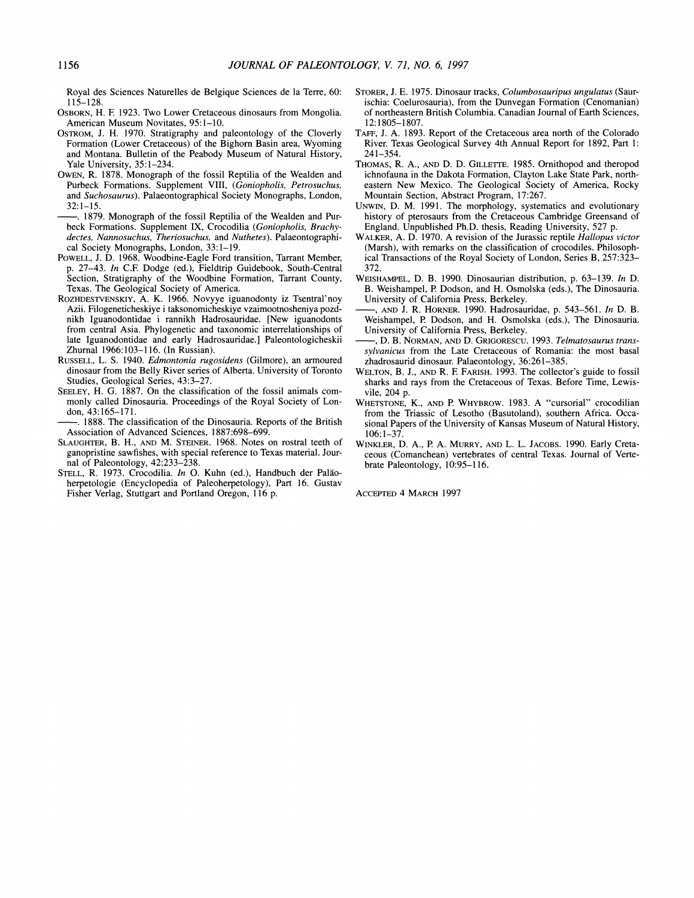Royal des Sciences Naturelles de Belgique Sciences de la Terre, 60: 115–128.

OSBORN, H. F. 1923. Two Lower Cretaceous dinosaurs from Mongolia. American Museum Novitates, 95:1–10.

OSTROM, J. H. 1970. Stratigraphy and paleontology of the Cloverly Formation (Lower Cretaceous) of the Bighorn Basin area, Wyoming and Montana. Bulletin of the Peabody Museum of Natural History, Yale University, 35:1–234.

OWEN, R. 1878. Monograph of the fossil Reptilia of the Wealden and Purbeck Formations. Supplement VIII, (*Goniopholis, Petrosuchus,* and *Suchosaurus*). Palaeontographical Society Monographs, London, 32:1–15.

——. 1879. Monograph of the fossil Reptilia of the Wealden and Purbeck Formations. Supplement IX, Crocodilia (*Goniopholis, Brachydectes, Nannosuchus, Theriosuchus,* and *Nuthetes*). Palaeontographical Society Monographs, London, 33:1–19.

POWELL, J. D. 1968. Woodbine-Eagle Ford transition, Tarrant Member, p. 27–43. *In* C.F. Dodge (ed.), Fieldtrip Guidebook, South-Central Section, Stratigraphy of the Woodbine Formation, Tarrant County, Texas. The Geological Society of America.

ROZHDESTVENSKIY, A. K. 1966. Novyye iguanodonty iz Tsentral'noy Azii. Filogeneticheskiye i taksonomicheskiye vzaimootnosheniya pozdnikh Iguanodontidae i rannikh Hadrosauridae. [New iguanodonts from central Asia. Phylogenetic and taxonomic interrelationships of late Iguanodontidae and early Hadrosauridae.] Paleontologicheskii Zhurnal 1966:103–116. (In Russian).

RUSSELL, L. S. 1940. *Edmontonia rugosidens* (Gilmore), an armoured dinosaur from the Belly River series of Alberta. University of Toronto Studies, Geological Series, 43:3–27.

SEELEY, H. G. 1887. On the classification of the fossil animals commonly called Dinosauria. Proceedings of the Royal Society of London, 43:165–171.

——. 1888. The classification of the Dinosauria. Reports of the British Association of Advanced Sciences, 1887:698–699.

SLAUGHTER, B. H., AND M. STEINER. 1968. Notes on rostral teeth of ganopristine sawfishes, with special reference to Texas material. Journal of Paleontology, 42:233–238.

STELL, R. 1973. Crocodilia. *In* O. Kuhn (ed.), Handbuch der Paläoherpetologie (Encyclopedia of Paleoherpetology), Part 16. Gustav Fisher Verlag, Stuttgart and Portland Oregon, 116 p.

STORER, J. E. 1975. Dinosaur tracks, *Columbosauripus ungulatus* (Saurischia: Coelurosauria), from the Dunvegan Formation (Cenomanian) of northeastern British Columbia. Canadian Journal of Earth Sciences, 12:1805–1807.

TAFF, J. A. 1893. Report of the Cretaceous area north of the Colorado River. Texas Geological Survey 4th Annual Report for 1892, Part 1: 241–354.

THOMAS, R. A., AND D. D. GILLETTE. 1985. Ornithopod and theropod ichnofauna in the Dakota Formation, Clayton Lake State Park, northeastern New Mexico. The Geological Society of America, Rocky Mountain Section, Abstract Program, 17:267.

UNWIN, D. M. 1991. The morphology, systematics and evolutionary history of pterosaurs from the Cretaceous Cambridge Greensand of England. Unpublished Ph.D. thesis, Reading University, 527 p.

WALKER, A. D. 1970. A revision of the Jurassic reptile *Hallopus victor* (Marsh), with remarks on the classification of crocodiles. Philosophical Transactions of the Royal Society of London, Series B, 257:323–372.

WEISHAMPEL, D. B. 1990. Dinosaurian distribution, p. 63–139. *In* D. B. Weishampel, P. Dodson, and H. Osmolska (eds.), The Dinosauria. University of California Press, Berkeley.

——, AND J. R. HORNER. 1990. Hadrosauridae, p. 543–561. *In* D. B. Weishampel, P. Dodson, and H. Osmolska (eds.), The Dinosauria. University of California Press, Berkeley.

——, D. B. NORMAN, AND D. GRIGORESCU. 1993. *Telmatosaurus transsylvanicus* from the Late Cretaceous of Romania: the most basal zhadrosaurid dinosaur. Palaeontology, 36:261–385.

WELTON, B. J., AND R. F. FARISH. 1993. The collector's guide to fossil sharks and rays from the Cretaceous of Texas. Before Time, Lewisvile, 204 p.

WHETSTONE, K., AND P. WHYBROW. 1983. A "cursorial" crocodilian from the Triassic of Lesotho (Basutoland), southern Africa. Occasional Papers of the University of Kansas Museum of Natural History, 106:1–37.

WINKLER, D. A., P. A. MURRY, AND L. L. JACOBS. 1990. Early Cretaceous (Comanchean) vertebrates of central Texas. Journal of Vertebrate Paleontology, 10:95–116.

ACCEPTED 4 MARCH 1997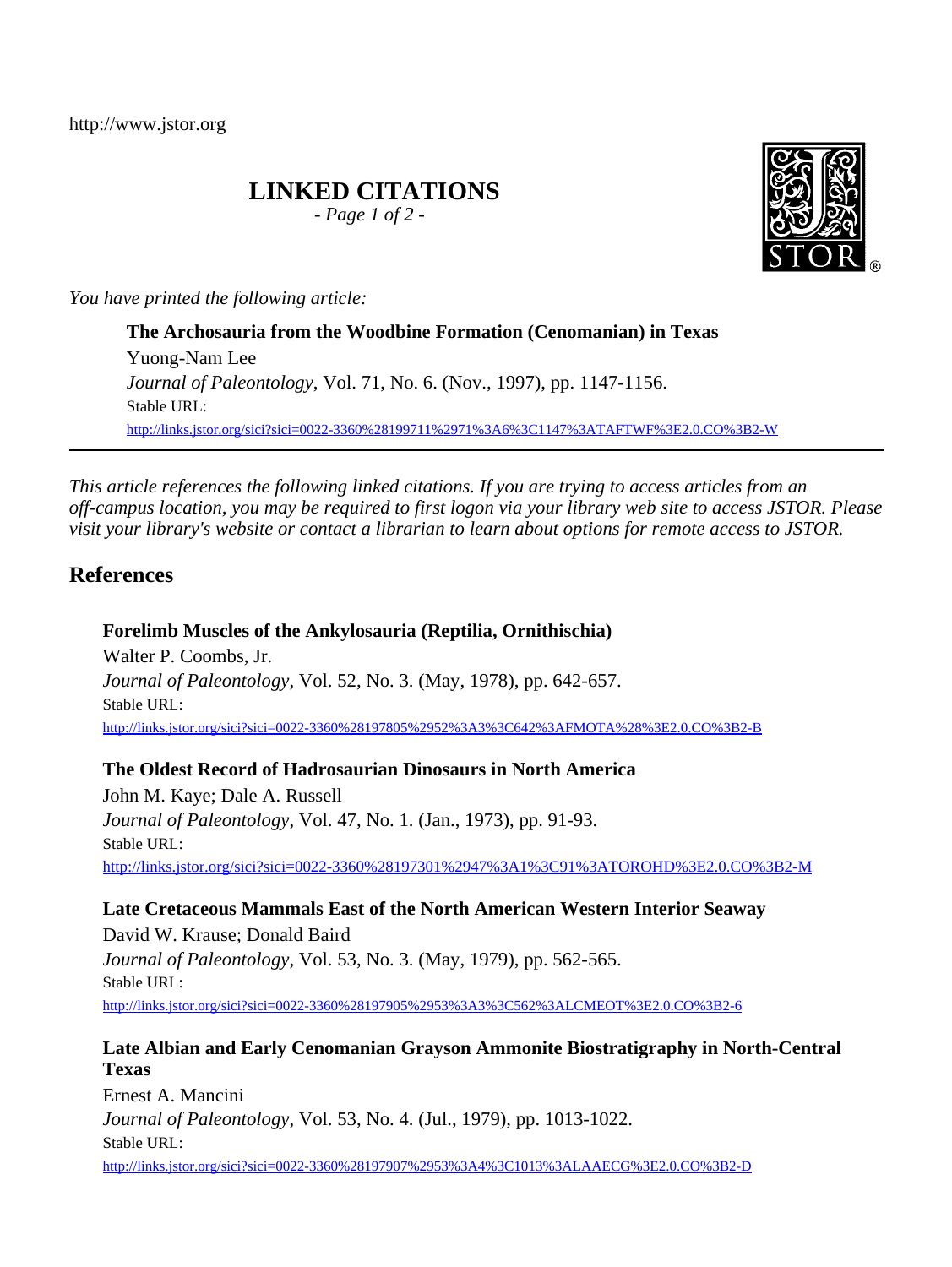http://www.jstor.org

# LINKED CITATIONS

*- Page 1 of 2 -*

*You have printed the following article:*

**The Archosauria from the Woodbine Formation (Cenomanian) in Texas**
Yuong-Nam Lee
*Journal of Paleontology*, Vol. 71, No. 6. (Nov., 1997), pp. 1147-1156.
Stable URL:
http://links.jstor.org/sici?sici=0022-3360%28199711%2971%3A6%3C1147%3ATAFTWF%3E2.0.CO%3B2-W

---

*This article references the following linked citations. If you are trying to access articles from an off-campus location, you may be required to first logon via your library web site to access JSTOR. Please visit your library's website or contact a librarian to learn about options for remote access to JSTOR.*

## References

**Forelimb Muscles of the Ankylosauria (Reptilia, Ornithischia)**
Walter P. Coombs, Jr.
*Journal of Paleontology*, Vol. 52, No. 3. (May, 1978), pp. 642-657.
Stable URL:
http://links.jstor.org/sici?sici=0022-3360%28197805%2952%3A3%3C642%3AFMOTA%28%3E2.0.CO%3B2-B

**The Oldest Record of Hadrosaurian Dinosaurs in North America**
John M. Kaye; Dale A. Russell
*Journal of Paleontology*, Vol. 47, No. 1. (Jan., 1973), pp. 91-93.
Stable URL:
http://links.jstor.org/sici?sici=0022-3360%28197301%2947%3A1%3C91%3ATOROHD%3E2.0.CO%3B2-M

**Late Cretaceous Mammals East of the North American Western Interior Seaway**
David W. Krause; Donald Baird
*Journal of Paleontology*, Vol. 53, No. 3. (May, 1979), pp. 562-565.
Stable URL:
http://links.jstor.org/sici?sici=0022-3360%28197905%2953%3A3%3C562%3ALCMEOT%3E2.0.CO%3B2-6

**Late Albian and Early Cenomanian Grayson Ammonite Biostratigraphy in North-Central Texas**
Ernest A. Mancini
*Journal of Paleontology*, Vol. 53, No. 4. (Jul., 1979), pp. 1013-1022.
Stable URL:
http://links.jstor.org/sici?sici=0022-3360%28197907%2953%3A4%3C1013%3ALAAECG%3E2.0.CO%3B2-D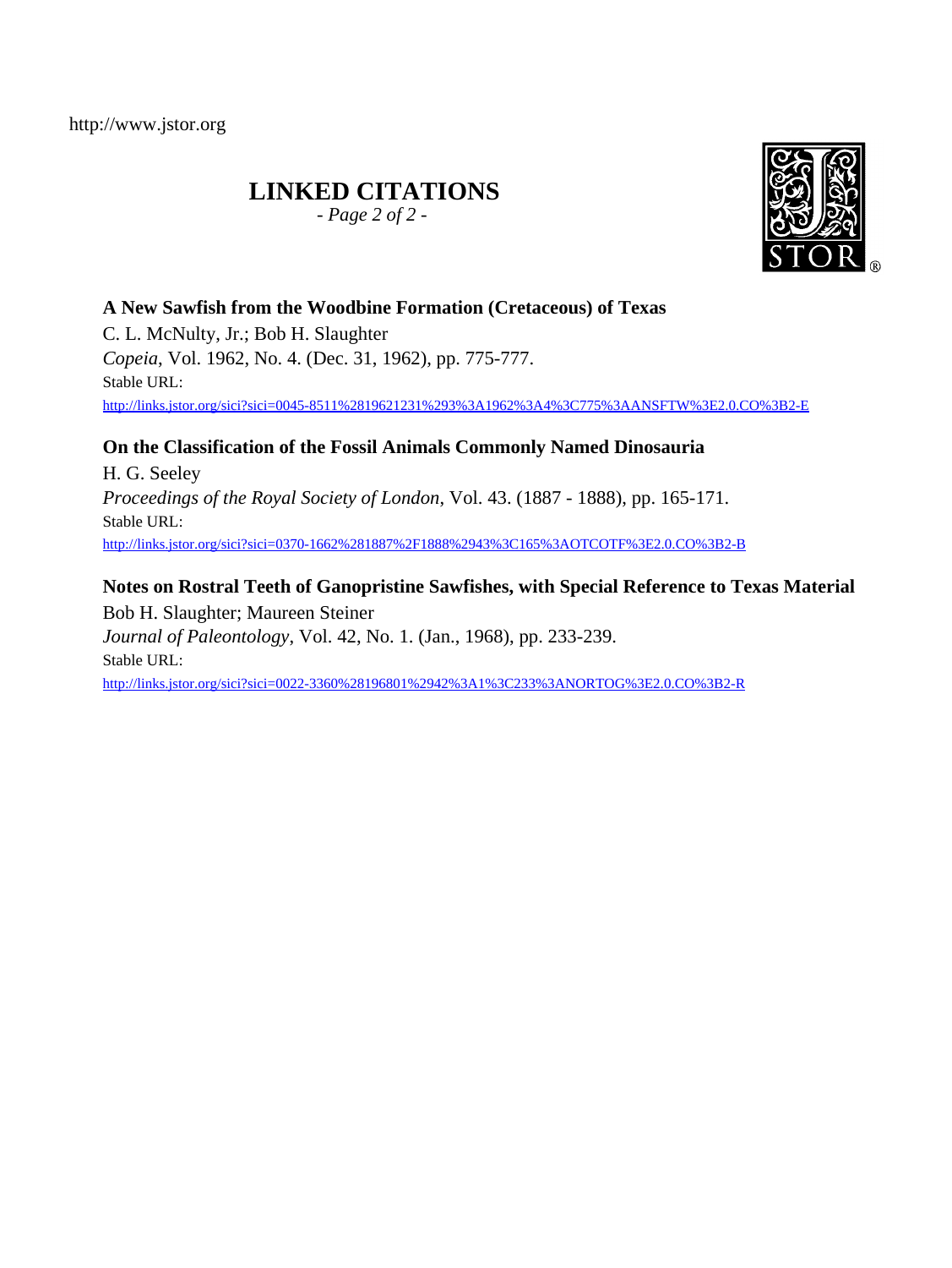http://www.jstor.org

## LINKED CITATIONS

**A New Sawfish from the Woodbine Formation (Cretaceous) of Texas**
C. L. McNulty, Jr.; Bob H. Slaughter
*Copeia*, Vol. 1962, No. 4. (Dec. 31, 1962), pp. 775-777.
Stable URL:
http://links.jstor.org/sici?sici=0045-8511%2819621231%293%3A1962%3A4%3C775%3AANSFTW%3E2.0.CO%3B2-E

**On the Classification of the Fossil Animals Commonly Named Dinosauria**
H. G. Seeley
*Proceedings of the Royal Society of London*, Vol. 43. (1887 - 1888), pp. 165-171.
Stable URL:
http://links.jstor.org/sici?sici=0370-1662%281887%2F1888%2943%3C165%3AOTCOTF%3E2.0.CO%3B2-B

**Notes on Rostral Teeth of Ganopristine Sawfishes, with Special Reference to Texas Material**
Bob H. Slaughter; Maureen Steiner
*Journal of Paleontology*, Vol. 42, No. 1. (Jan., 1968), pp. 233-239.
Stable URL:
http://links.jstor.org/sici?sici=0022-3360%28196801%2942%3A1%3C233%3ANORTOG%3E2.0.CO%3B2-R